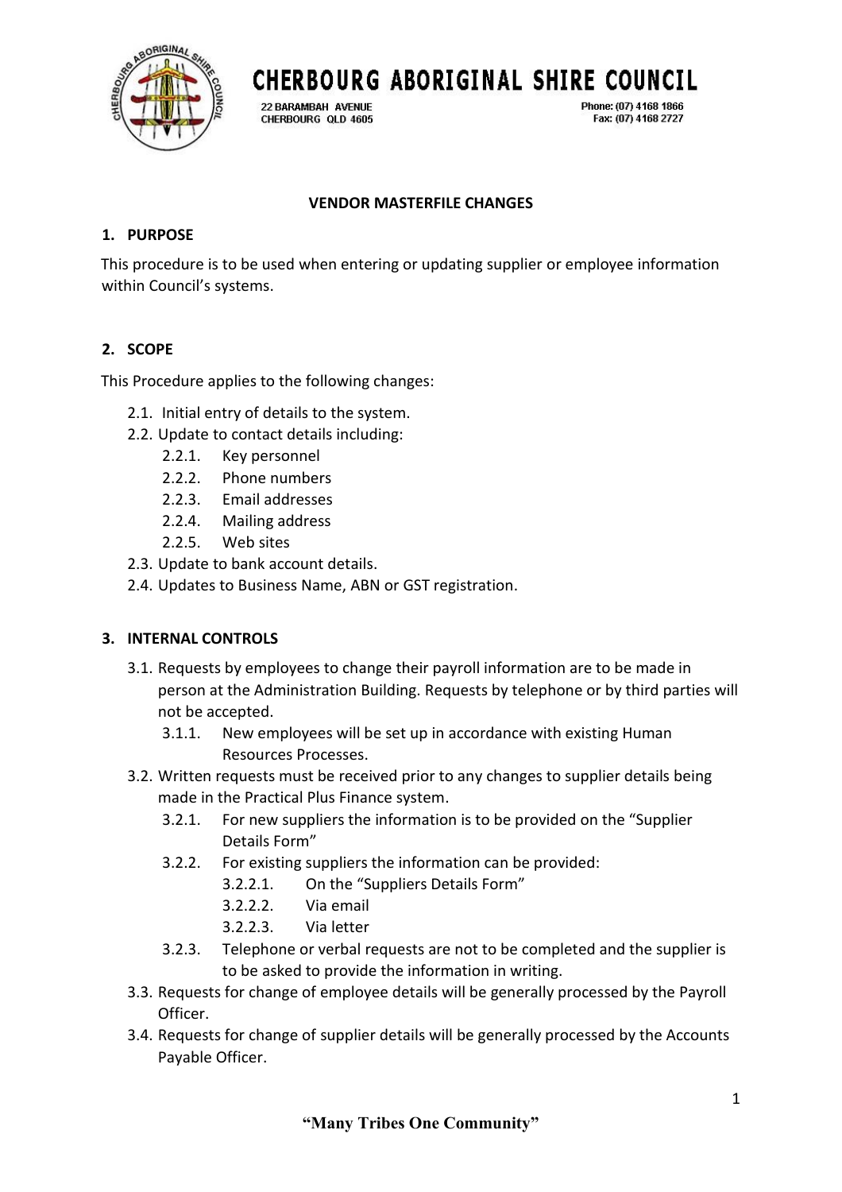# CHERBOURG ABORIGINAL SHIRE COUNCIL

22 BARAMBAH AVENUE
CHERBOURG QLD 4605

Phone: (07) 4168 1866
Fax: (07) 4168 2727

## VENDOR MASTERFILE CHANGES

### 1. PURPOSE

This procedure is to be used when entering or updating supplier or employee information within Council's systems.

### 2. SCOPE

This Procedure applies to the following changes:

- 2.1. Initial entry of details to the system.
- 2.2. Update to contact details including:
  - 2.2.1. Key personnel
  - 2.2.2. Phone numbers
  - 2.2.3. Email addresses
  - 2.2.4. Mailing address
  - 2.2.5. Web sites
- 2.3. Update to bank account details.
- 2.4. Updates to Business Name, ABN or GST registration.

### 3. INTERNAL CONTROLS

- 3.1. Requests by employees to change their payroll information are to be made in person at the Administration Building. Requests by telephone or by third parties will not be accepted.
  - 3.1.1. New employees will be set up in accordance with existing Human Resources Processes.
- 3.2. Written requests must be received prior to any changes to supplier details being made in the Practical Plus Finance system.
  - 3.2.1. For new suppliers the information is to be provided on the "Supplier Details Form"
  - 3.2.2. For existing suppliers the information can be provided:
    - 3.2.2.1. On the "Suppliers Details Form"
    - 3.2.2.2. Via email
    - 3.2.2.3. Via letter
  - 3.2.3. Telephone or verbal requests are not to be completed and the supplier is to be asked to provide the information in writing.
- 3.3. Requests for change of employee details will be generally processed by the Payroll Officer.
- 3.4. Requests for change of supplier details will be generally processed by the Accounts Payable Officer.

"Many Tribes One Community"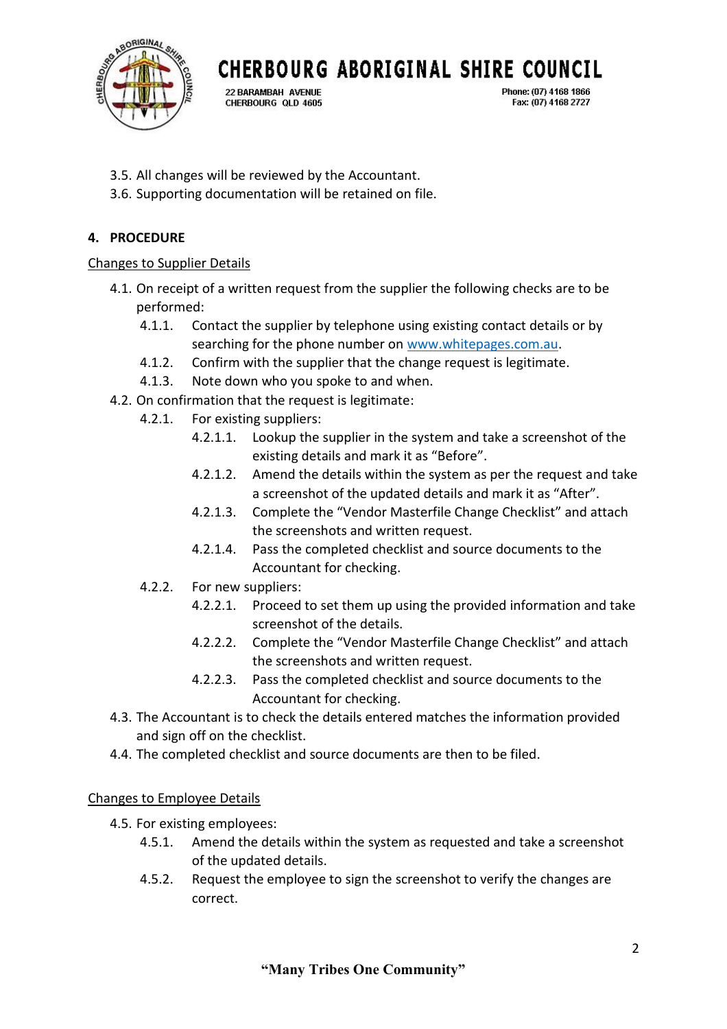3.5. All changes will be reviewed by the Accountant.
3.6. Supporting documentation will be retained on file.

**4. PROCEDURE**

Changes to Supplier Details

4.1. On receipt of a written request from the supplier the following checks are to be performed:
  - 4.1.1. Contact the supplier by telephone using existing contact details or by searching for the phone number on www.whitepages.com.au.
  - 4.1.2. Confirm with the supplier that the change request is legitimate.
  - 4.1.3. Note down who you spoke to and when.

4.2. On confirmation that the request is legitimate:
  - 4.2.1. For existing suppliers:
    - 4.2.1.1. Lookup the supplier in the system and take a screenshot of the existing details and mark it as "Before".
    - 4.2.1.2. Amend the details within the system as per the request and take a screenshot of the updated details and mark it as "After".
    - 4.2.1.3. Complete the "Vendor Masterfile Change Checklist" and attach the screenshots and written request.
    - 4.2.1.4. Pass the completed checklist and source documents to the Accountant for checking.
  - 4.2.2. For new suppliers:
    - 4.2.2.1. Proceed to set them up using the provided information and take screenshot of the details.
    - 4.2.2.2. Complete the "Vendor Masterfile Change Checklist" and attach the screenshots and written request.
    - 4.2.2.3. Pass the completed checklist and source documents to the Accountant for checking.

4.3. The Accountant is to check the details entered matches the information provided and sign off on the checklist.

4.4. The completed checklist and source documents are then to be filed.

Changes to Employee Details

4.5. For existing employees:
  - 4.5.1. Amend the details within the system as requested and take a screenshot of the updated details.
  - 4.5.2. Request the employee to sign the screenshot to verify the changes are correct.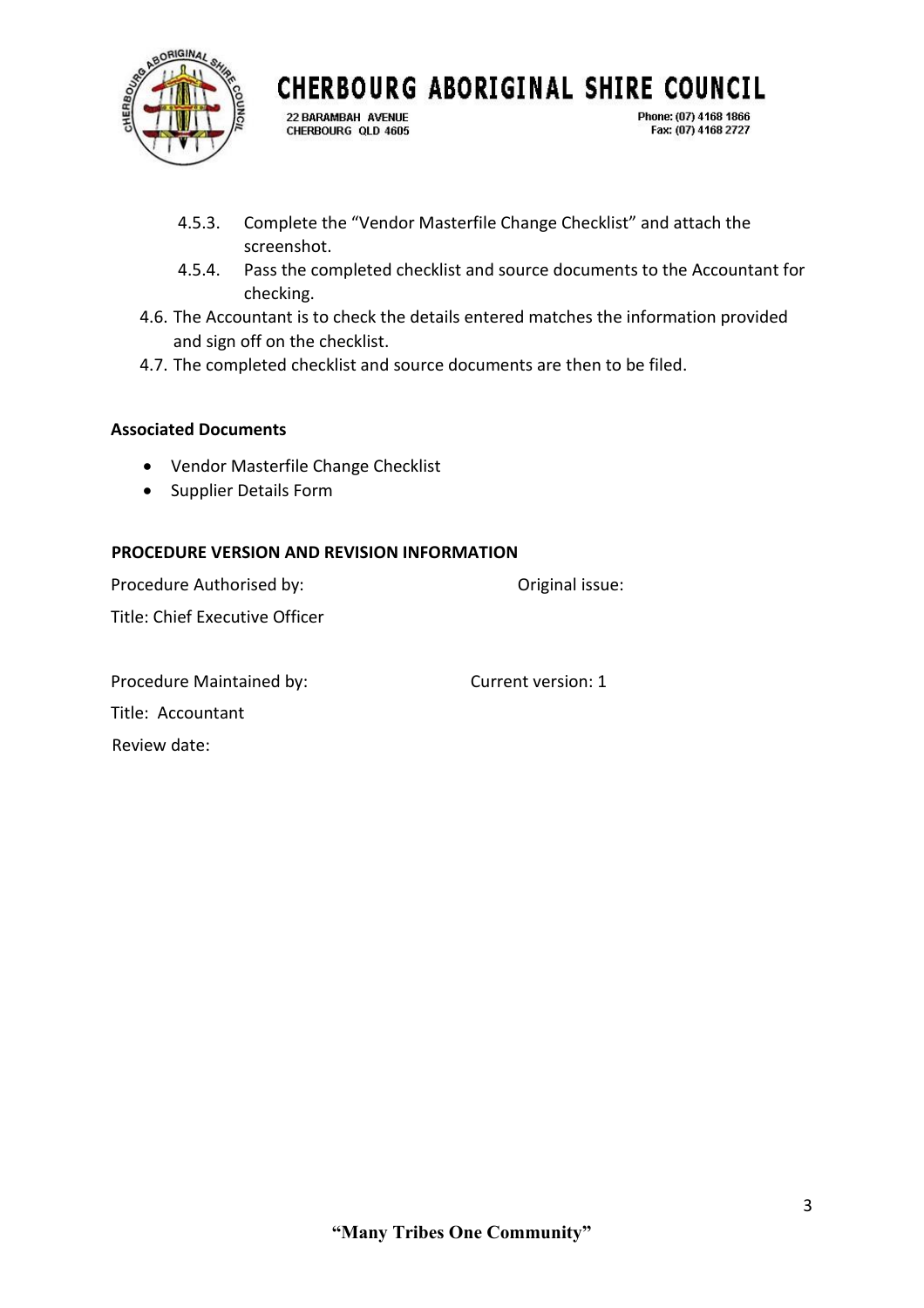4.5.3. Complete the “Vendor Masterfile Change Checklist” and attach the screenshot.

4.5.4. Pass the completed checklist and source documents to the Accountant for checking.

4.6. The Accountant is to check the details entered matches the information provided and sign off on the checklist.

4.7. The completed checklist and source documents are then to be filed.

**Associated Documents**

- Vendor Masterfile Change Checklist
- Supplier Details Form

**PROCEDURE VERSION AND REVISION INFORMATION**

Procedure Authorised by: Original issue:

Title: Chief Executive Officer

Procedure Maintained by: Current version: 1

Title: Accountant

Review date:

**“Many Tribes One Community”**